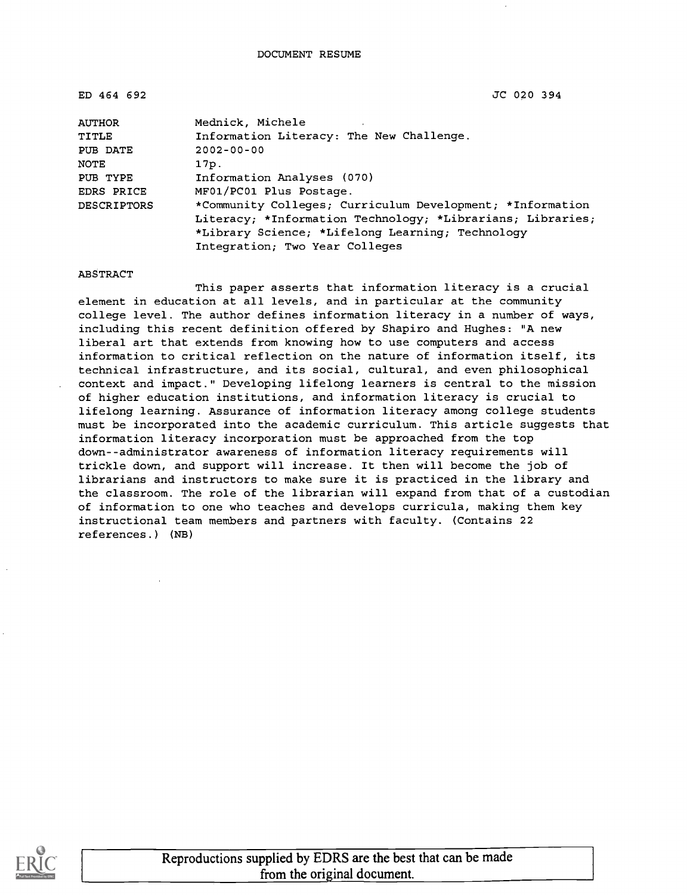DOCUMENT RESUME

| | |
|---|---|
| ED 464 692 | JC 020 394 |
| AUTHOR | Mednick, Michele |
| TITLE | Information Literacy: The New Challenge. |
| PUB DATE | 2002-00-00 |
| NOTE | 17p. |
| PUB TYPE | Information Analyses (070) |
| EDRS PRICE | MF01/PC01 Plus Postage. |
| DESCRIPTORS | *Community Colleges; Curriculum Development; *Information Literacy; *Information Technology; *Librarians; Libraries; *Library Science; *Lifelong Learning; Technology Integration; Two Year Colleges |

ABSTRACT

This paper asserts that information literacy is a crucial element in education at all levels, and in particular at the community college level. The author defines information literacy in a number of ways, including this recent definition offered by Shapiro and Hughes: "A new liberal art that extends from knowing how to use computers and access information to critical reflection on the nature of information itself, its technical infrastructure, and its social, cultural, and even philosophical context and impact." Developing lifelong learners is central to the mission of higher education institutions, and information literacy is crucial to lifelong learning. Assurance of information literacy among college students must be incorporated into the academic curriculum. This article suggests that information literacy incorporation must be approached from the top down--administrator awareness of information literacy requirements will trickle down, and support will increase. It then will become the job of librarians and instructors to make sure it is practiced in the library and the classroom. The role of the librarian will expand from that of a custodian of information to one who teaches and develops curricula, making them key instructional team members and partners with faculty. (Contains 22 references.) (NB)

Reproductions supplied by EDRS are the best that can be made from the original document.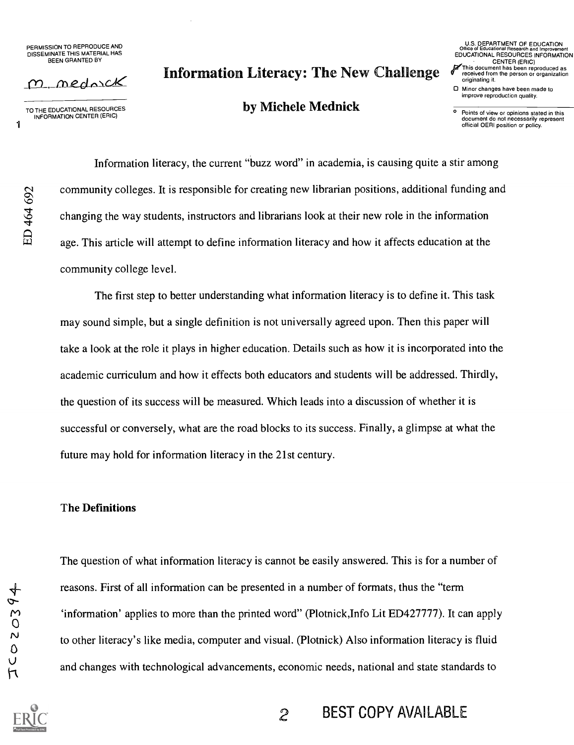# Information Literacy: The New Challenge

**by Michele Mednick**

Information literacy, the current "buzz word" in academia, is causing quite a stir among community colleges. It is responsible for creating new librarian positions, additional funding and changing the way students, instructors and librarians look at their new role in the information age. This article will attempt to define information literacy and how it affects education at the community college level.

The first step to better understanding what information literacy is to define it. This task may sound simple, but a single definition is not universally agreed upon. Then this paper will take a look at the role it plays in higher education. Details such as how it is incorporated into the academic curriculum and how it effects both educators and students will be addressed. Thirdly, the question of its success will be measured. Which leads into a discussion of whether it is successful or conversely, what are the road blocks to its success. Finally, a glimpse at what the future may hold for information literacy in the 21st century.

## The Definitions

The question of what information literacy is cannot be easily answered. This is for a number of reasons. First of all information can be presented in a number of formats, thus the "term 'information' applies to more than the printed word" (Plotnick,Info Lit ED427777). It can apply to other literacy's like media, computer and visual. (Plotnick) Also information literacy is fluid and changes with technological advancements, economic needs, national and state standards to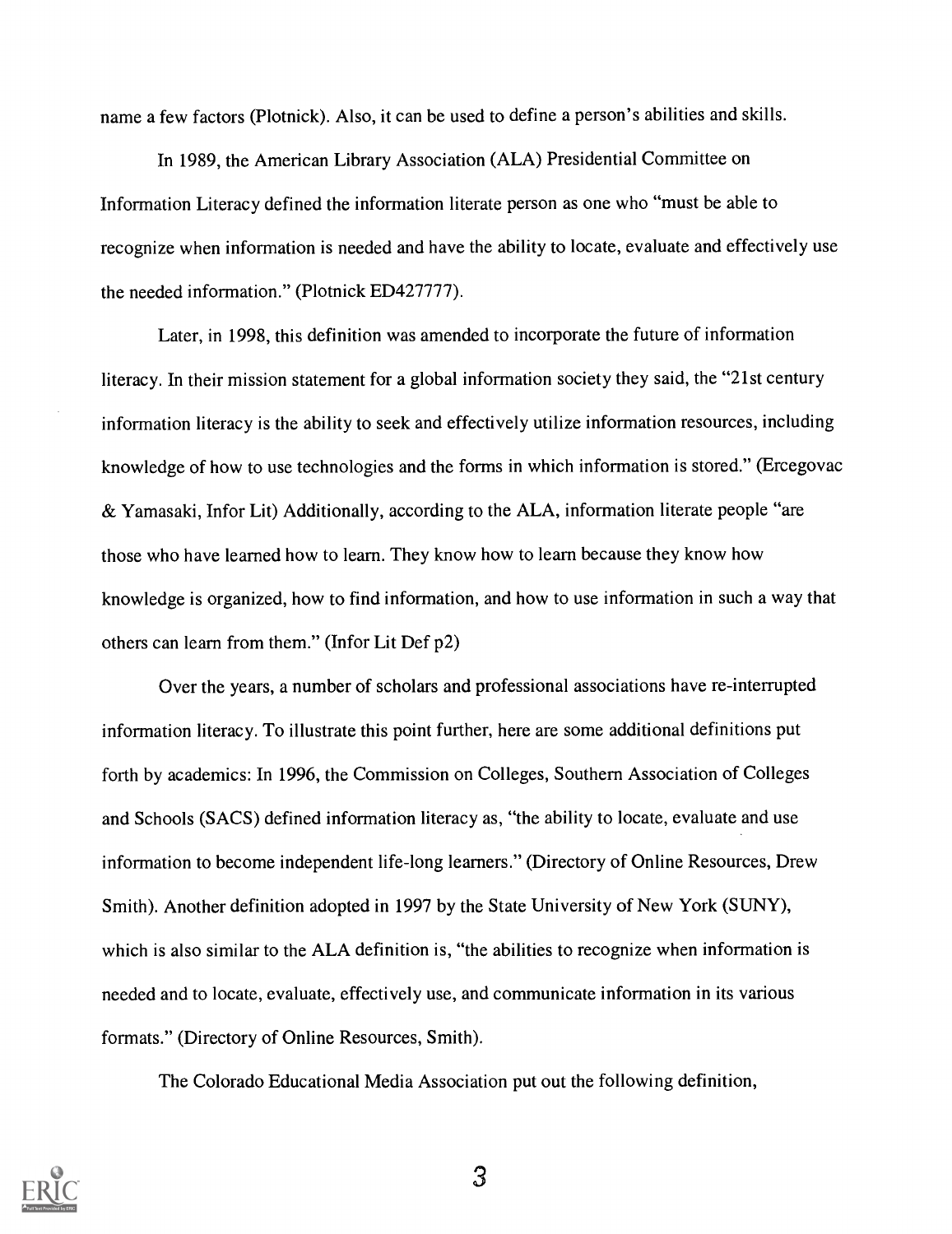name a few factors (Plotnick). Also, it can be used to define a person's abilities and skills.

In 1989, the American Library Association (ALA) Presidential Committee on Information Literacy defined the information literate person as one who "must be able to recognize when information is needed and have the ability to locate, evaluate and effectively use the needed information." (Plotnick ED427777).

Later, in 1998, this definition was amended to incorporate the future of information literacy. In their mission statement for a global information society they said, the "21st century information literacy is the ability to seek and effectively utilize information resources, including knowledge of how to use technologies and the forms in which information is stored." (Ercegovac & Yamasaki, Infor Lit) Additionally, according to the ALA, information literate people "are those who have learned how to learn. They know how to learn because they know how knowledge is organized, how to find information, and how to use information in such a way that others can learn from them." (Infor Lit Def p2)

Over the years, a number of scholars and professional associations have re-interrupted information literacy. To illustrate this point further, here are some additional definitions put forth by academics: In 1996, the Commission on Colleges, Southern Association of Colleges and Schools (SACS) defined information literacy as, "the ability to locate, evaluate and use information to become independent life-long learners." (Directory of Online Resources, Drew Smith). Another definition adopted in 1997 by the State University of New York (SUNY), which is also similar to the ALA definition is, "the abilities to recognize when information is needed and to locate, evaluate, effectively use, and communicate information in its various formats." (Directory of Online Resources, Smith).

The Colorado Educational Media Association put out the following definition,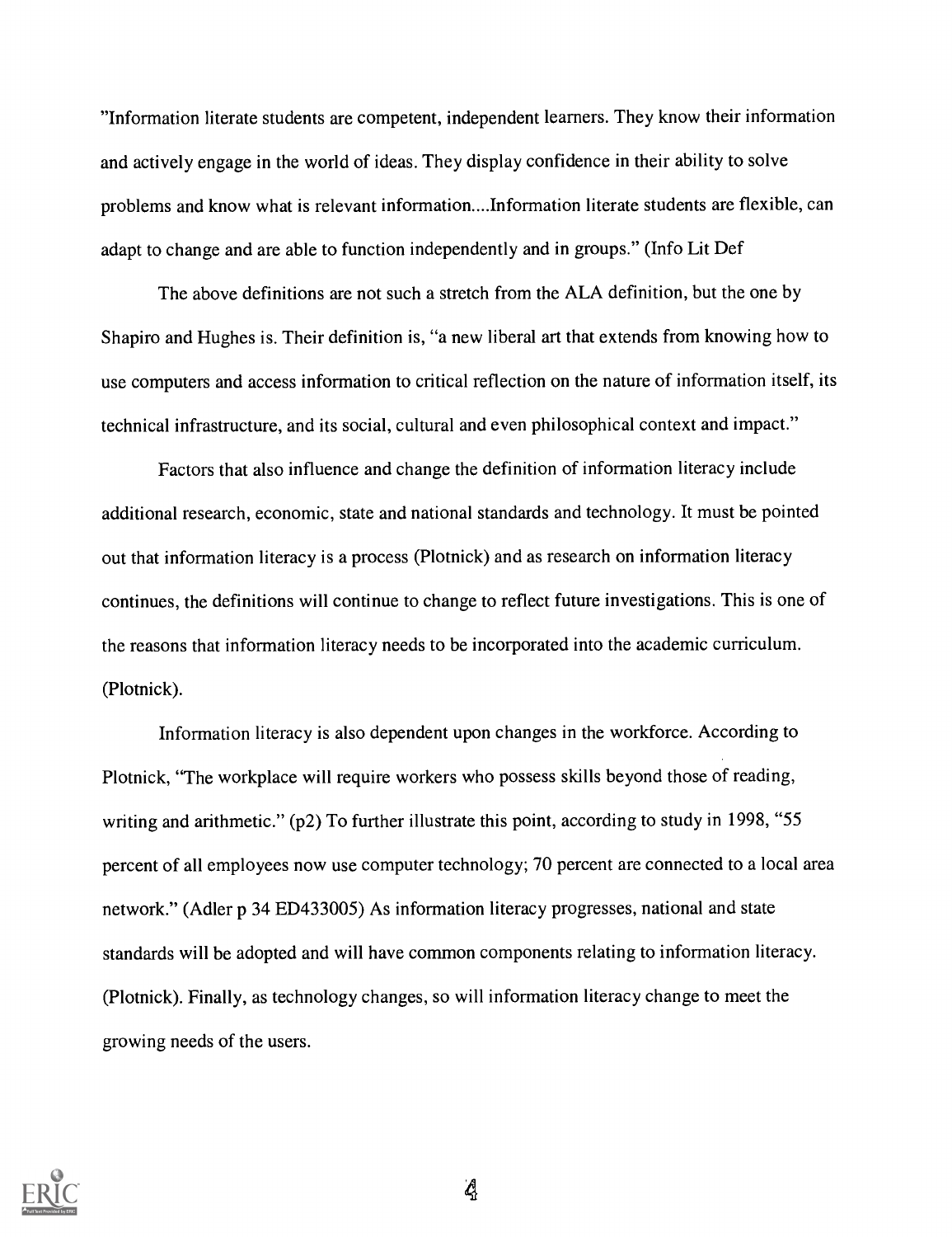"Information literate students are competent, independent learners. They know their information and actively engage in the world of ideas. They display confidence in their ability to solve problems and know what is relevant information....Information literate students are flexible, can adapt to change and are able to function independently and in groups." (Info Lit Def

The above definitions are not such a stretch from the ALA definition, but the one by Shapiro and Hughes is. Their definition is, "a new liberal art that extends from knowing how to use computers and access information to critical reflection on the nature of information itself, its technical infrastructure, and its social, cultural and even philosophical context and impact."

Factors that also influence and change the definition of information literacy include additional research, economic, state and national standards and technology. It must be pointed out that information literacy is a process (Plotnick) and as research on information literacy continues, the definitions will continue to change to reflect future investigations. This is one of the reasons that information literacy needs to be incorporated into the academic curriculum. (Plotnick).

Information literacy is also dependent upon changes in the workforce. According to Plotnick, "The workplace will require workers who possess skills beyond those of reading, writing and arithmetic." (p2) To further illustrate this point, according to study in 1998, "55 percent of all employees now use computer technology; 70 percent are connected to a local area network." (Adler p 34 ED433005) As information literacy progresses, national and state standards will be adopted and will have common components relating to information literacy. (Plotnick). Finally, as technology changes, so will information literacy change to meet the growing needs of the users.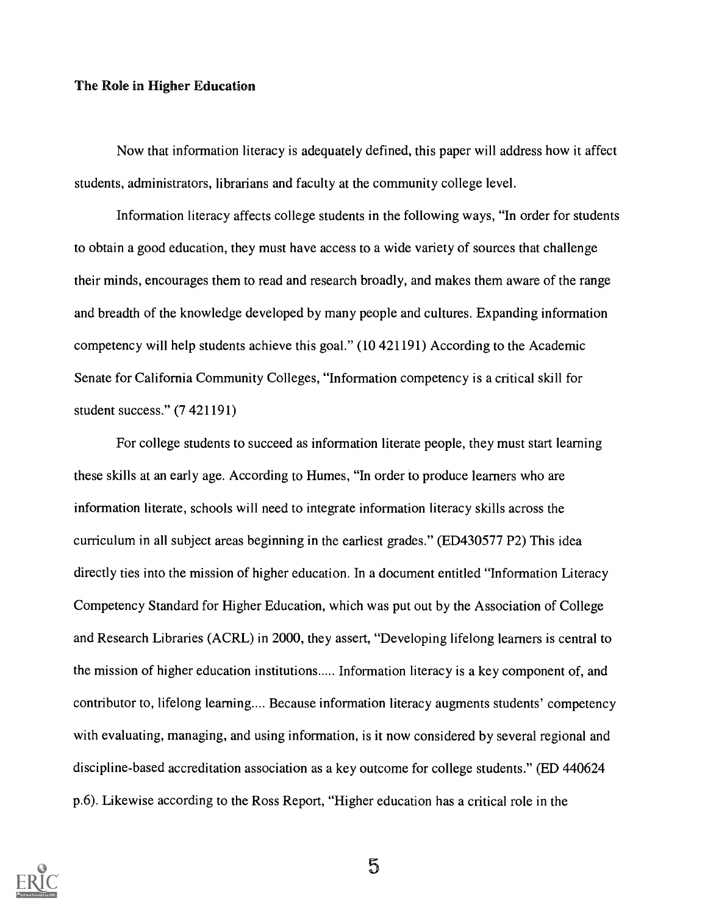**The Role in Higher Education**

Now that information literacy is adequately defined, this paper will address how it affect students, administrators, librarians and faculty at the community college level.

Information literacy affects college students in the following ways, "In order for students to obtain a good education, they must have access to a wide variety of sources that challenge their minds, encourages them to read and research broadly, and makes them aware of the range and breadth of the knowledge developed by many people and cultures. Expanding information competency will help students achieve this goal." (10 421191) According to the Academic Senate for California Community Colleges, "Information competency is a critical skill for student success." (7 421191)

For college students to succeed as information literate people, they must start learning these skills at an early age. According to Humes, "In order to produce learners who are information literate, schools will need to integrate information literacy skills across the curriculum in all subject areas beginning in the earliest grades." (ED430577 P2) This idea directly ties into the mission of higher education. In a document entitled "Information Literacy Competency Standard for Higher Education, which was put out by the Association of College and Research Libraries (ACRL) in 2000, they assert, "Developing lifelong learners is central to the mission of higher education institutions..... Information literacy is a key component of, and contributor to, lifelong learning.... Because information literacy augments students' competency with evaluating, managing, and using information, is it now considered by several regional and discipline-based accreditation association as a key outcome for college students." (ED 440624 p.6). Likewise according to the Ross Report, "Higher education has a critical role in the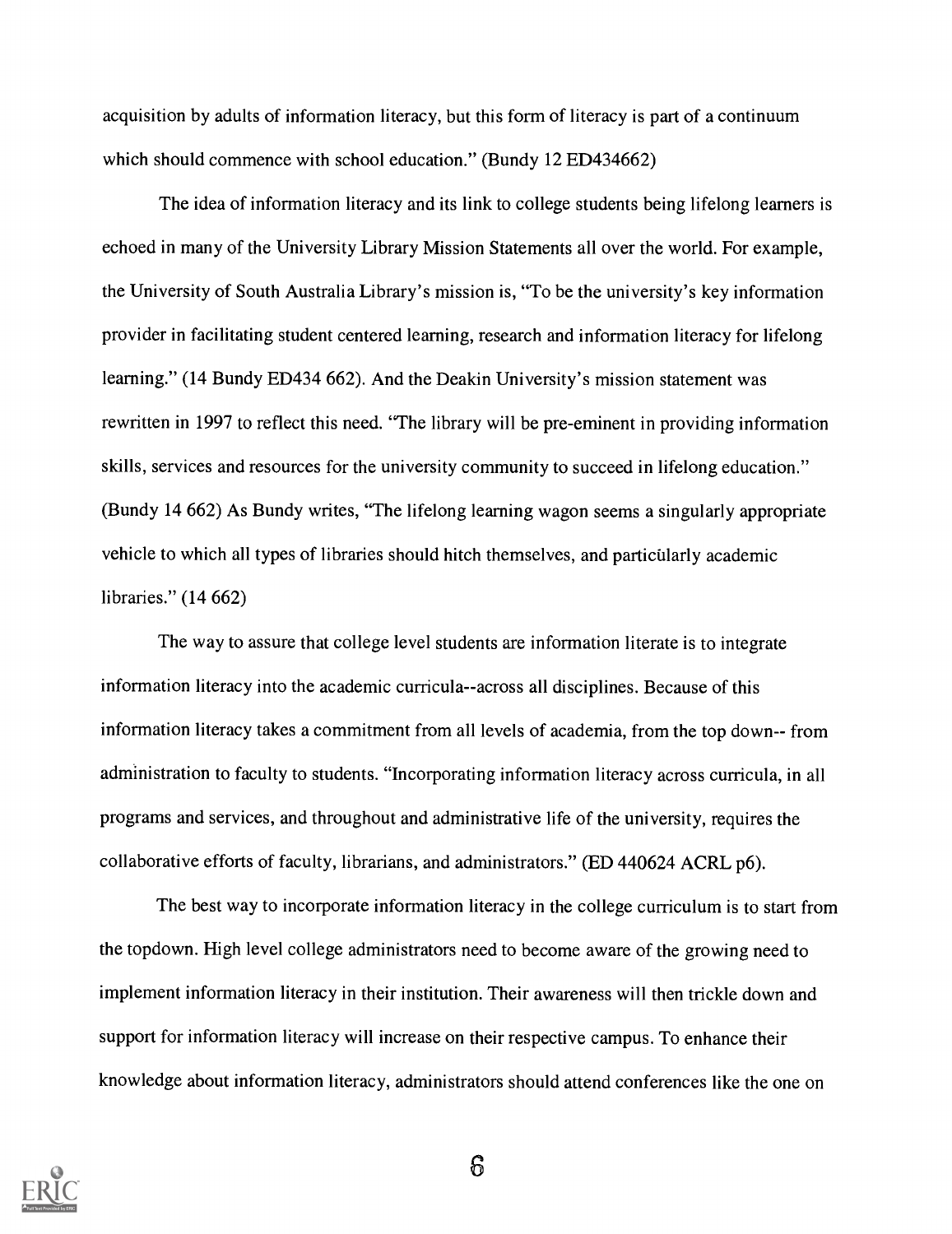acquisition by adults of information literacy, but this form of literacy is part of a continuum which should commence with school education." (Bundy 12 ED434662)

The idea of information literacy and its link to college students being lifelong learners is echoed in many of the University Library Mission Statements all over the world. For example, the University of South Australia Library's mission is, "To be the university's key information provider in facilitating student centered learning, research and information literacy for lifelong learning." (14 Bundy ED434 662). And the Deakin University's mission statement was rewritten in 1997 to reflect this need. "The library will be pre-eminent in providing information skills, services and resources for the university community to succeed in lifelong education." (Bundy 14 662) As Bundy writes, "The lifelong learning wagon seems a singularly appropriate vehicle to which all types of libraries should hitch themselves, and particularly academic libraries." (14 662)

The way to assure that college level students are information literate is to integrate information literacy into the academic curricula--across all disciplines. Because of this information literacy takes a commitment from all levels of academia, from the top down-- from administration to faculty to students. "Incorporating information literacy across curricula, in all programs and services, and throughout and administrative life of the university, requires the collaborative efforts of faculty, librarians, and administrators." (ED 440624 ACRL p6).

The best way to incorporate information literacy in the college curriculum is to start from the topdown. High level college administrators need to become aware of the growing need to implement information literacy in their institution. Their awareness will then trickle down and support for information literacy will increase on their respective campus. To enhance their knowledge about information literacy, administrators should attend conferences like the one on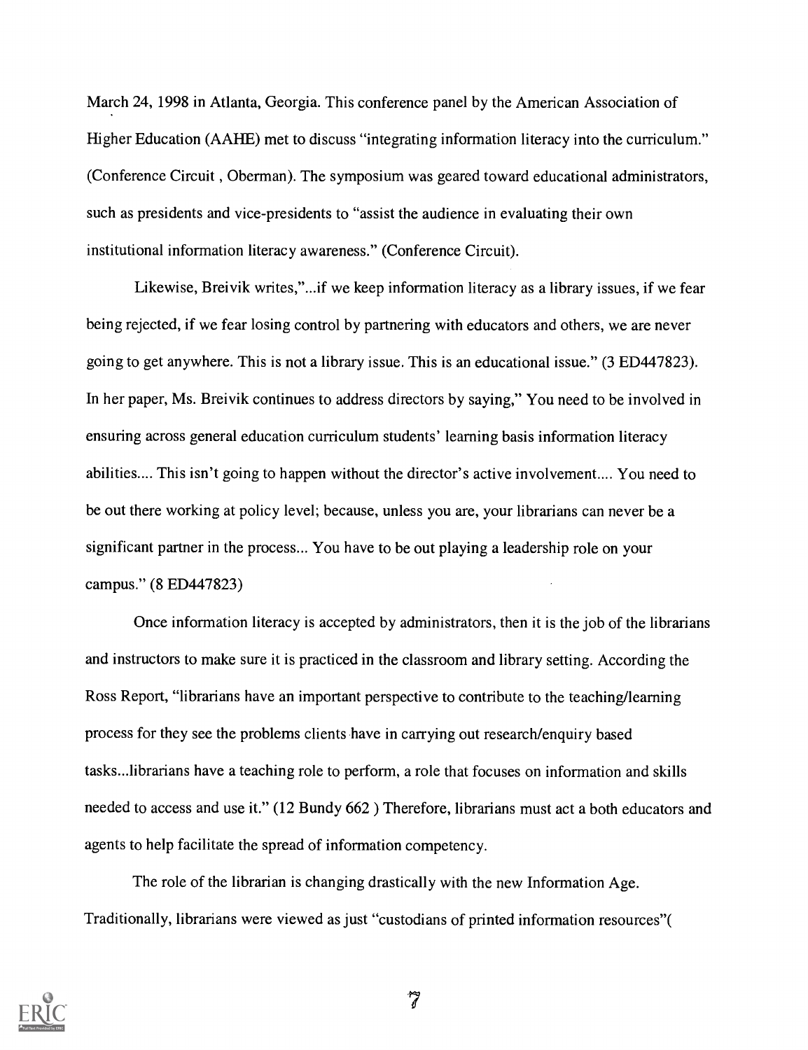March 24, 1998 in Atlanta, Georgia. This conference panel by the American Association of Higher Education (AAHE) met to discuss "integrating information literacy into the curriculum." (Conference Circuit , Oberman). The symposium was geared toward educational administrators, such as presidents and vice-presidents to "assist the audience in evaluating their own institutional information literacy awareness." (Conference Circuit).

Likewise, Breivik writes,"...if we keep information literacy as a library issues, if we fear being rejected, if we fear losing control by partnering with educators and others, we are never going to get anywhere. This is not a library issue. This is an educational issue." (3 ED447823). In her paper, Ms. Breivik continues to address directors by saying," You need to be involved in ensuring across general education curriculum students' learning basis information literacy abilities.... This isn't going to happen without the director's active involvement.... You need to be out there working at policy level; because, unless you are, your librarians can never be a significant partner in the process... You have to be out playing a leadership role on your campus." (8 ED447823)

Once information literacy is accepted by administrators, then it is the job of the librarians and instructors to make sure it is practiced in the classroom and library setting. According the Ross Report, "librarians have an important perspective to contribute to the teaching/learning process for they see the problems clients have in carrying out research/enquiry based tasks...librarians have a teaching role to perform, a role that focuses on information and skills needed to access and use it." (12 Bundy 662 ) Therefore, librarians must act a both educators and agents to help facilitate the spread of information competency.

The role of the librarian is changing drastically with the new Information Age. Traditionally, librarians were viewed as just "custodians of printed information resources"(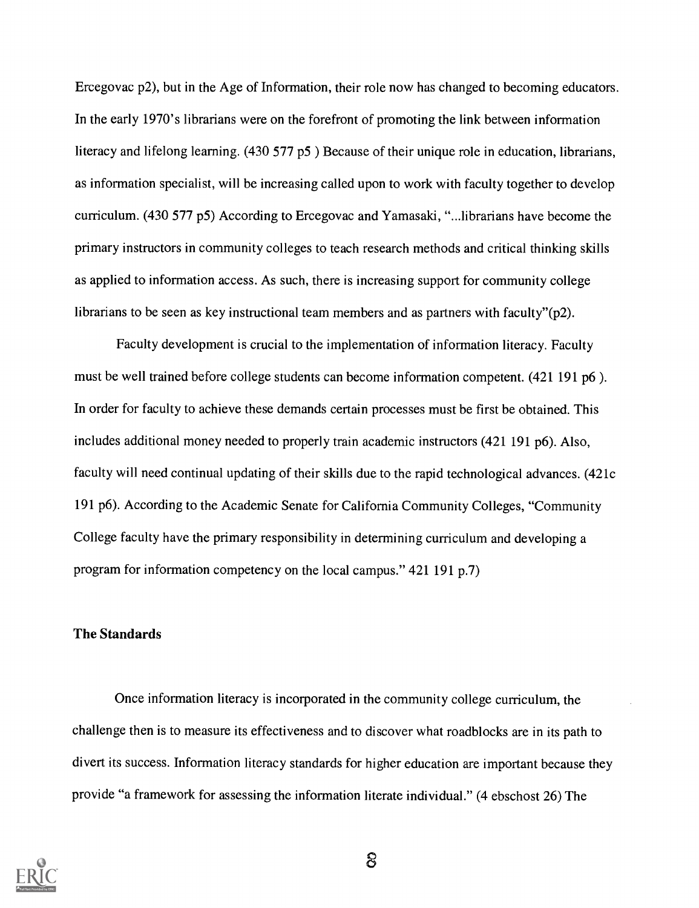Ercegovac p2), but in the Age of Information, their role now has changed to becoming educators. In the early 1970's librarians were on the forefront of promoting the link between information literacy and lifelong learning. (430 577 p5 ) Because of their unique role in education, librarians, as information specialist, will be increasing called upon to work with faculty together to develop curriculum. (430 577 p5) According to Ercegovac and Yamasaki, "...librarians have become the primary instructors in community colleges to teach research methods and critical thinking skills as applied to information access. As such, there is increasing support for community college librarians to be seen as key instructional team members and as partners with faculty"(p2).

Faculty development is crucial to the implementation of information literacy. Faculty must be well trained before college students can become information competent. (421 191 p6 ). In order for faculty to achieve these demands certain processes must be first be obtained. This includes additional money needed to properly train academic instructors (421 191 p6). Also, faculty will need continual updating of their skills due to the rapid technological advances. (421c 191 p6). According to the Academic Senate for California Community Colleges, "Community College faculty have the primary responsibility in determining curriculum and developing a program for information competency on the local campus." 421 191 p.7)

**The Standards**

Once information literacy is incorporated in the community college curriculum, the challenge then is to measure its effectiveness and to discover what roadblocks are in its path to divert its success. Information literacy standards for higher education are important because they provide "a framework for assessing the information literate individual." (4 ebschost 26) The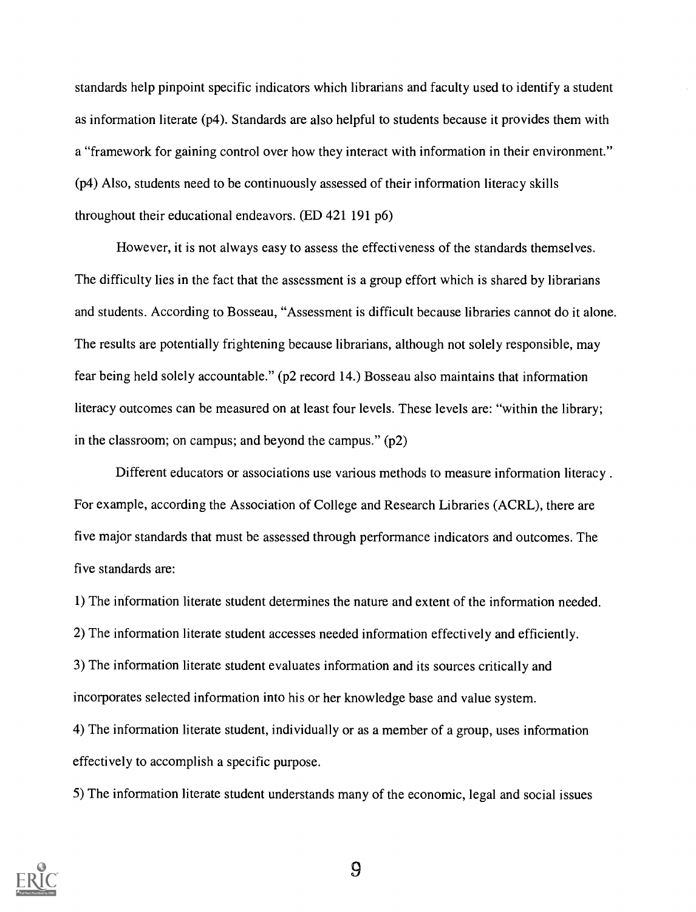standards help pinpoint specific indicators which librarians and faculty used to identify a student as information literate (p4). Standards are also helpful to students because it provides them with a "framework for gaining control over how they interact with information in their environment." (p4) Also, students need to be continuously assessed of their information literacy skills throughout their educational endeavors. (ED 421 191 p6)

However, it is not always easy to assess the effectiveness of the standards themselves. The difficulty lies in the fact that the assessment is a group effort which is shared by librarians and students. According to Bosseau, "Assessment is difficult because libraries cannot do it alone. The results are potentially frightening because librarians, although not solely responsible, may fear being held solely accountable." (p2 record 14.) Bosseau also maintains that information literacy outcomes can be measured on at least four levels. These levels are: "within the library; in the classroom; on campus; and beyond the campus." (p2)

Different educators or associations use various methods to measure information literacy . For example, according the Association of College and Research Libraries (ACRL), there are five major standards that must be assessed through performance indicators and outcomes. The five standards are:

1) The information literate student determines the nature and extent of the information needed.

2) The information literate student accesses needed information effectively and efficiently.

3) The information literate student evaluates information and its sources critically and incorporates selected information into his or her knowledge base and value system.

4) The information literate student, individually or as a member of a group, uses information effectively to accomplish a specific purpose.

5) The information literate student understands many of the economic, legal and social issues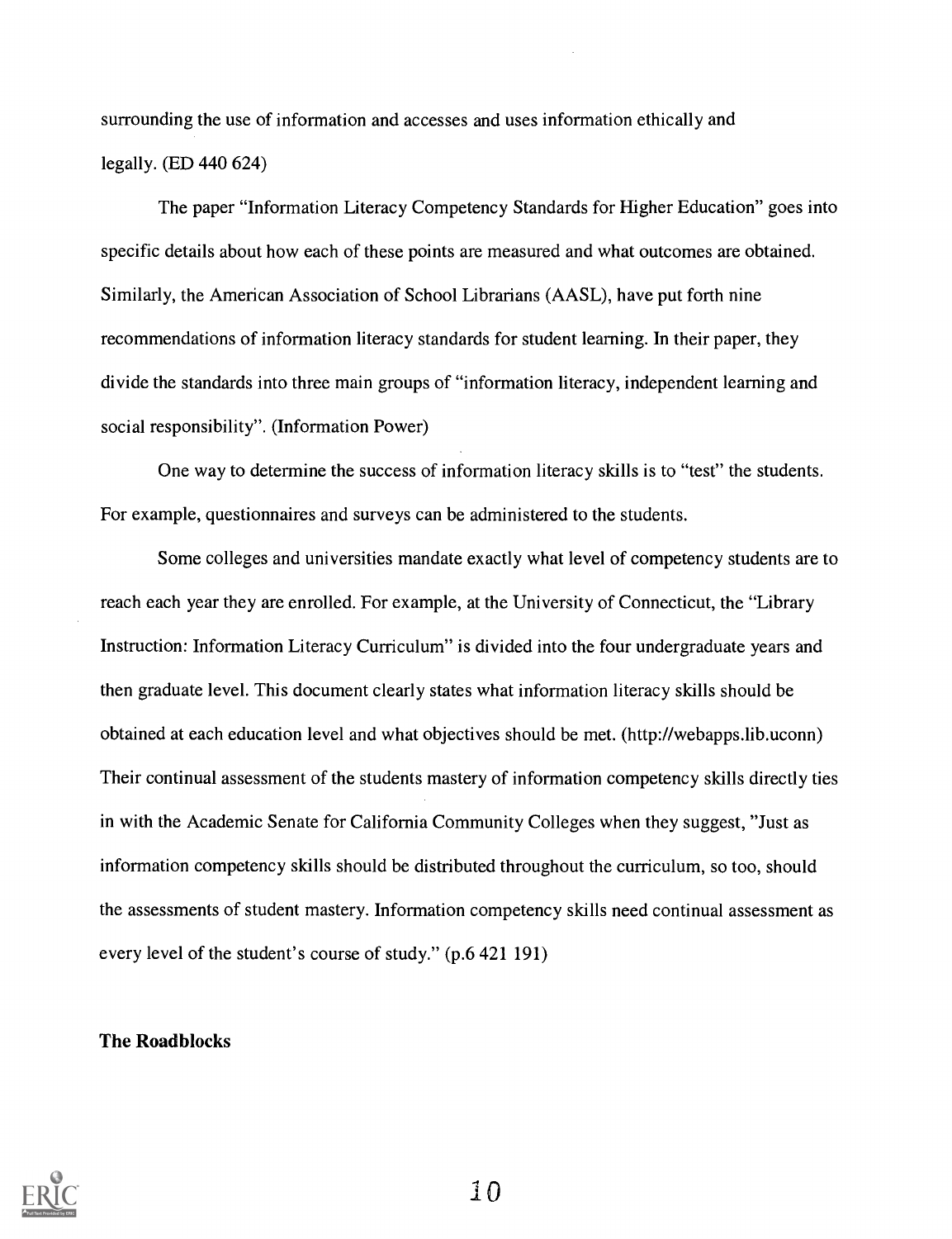surrounding the use of information and accesses and uses information ethically and legally. (ED 440 624)

The paper "Information Literacy Competency Standards for Higher Education" goes into specific details about how each of these points are measured and what outcomes are obtained. Similarly, the American Association of School Librarians (AASL), have put forth nine recommendations of information literacy standards for student learning. In their paper, they divide the standards into three main groups of "information literacy, independent learning and social responsibility". (Information Power)

One way to determine the success of information literacy skills is to "test" the students. For example, questionnaires and surveys can be administered to the students.

Some colleges and universities mandate exactly what level of competency students are to reach each year they are enrolled. For example, at the University of Connecticut, the "Library Instruction: Information Literacy Curriculum" is divided into the four undergraduate years and then graduate level. This document clearly states what information literacy skills should be obtained at each education level and what objectives should be met. (http://webapps.lib.uconn) Their continual assessment of the students mastery of information competency skills directly ties in with the Academic Senate for California Community Colleges when they suggest, "Just as information competency skills should be distributed throughout the curriculum, so too, should the assessments of student mastery. Information competency skills need continual assessment as every level of the student's course of study." (p.6 421 191)

**The Roadblocks**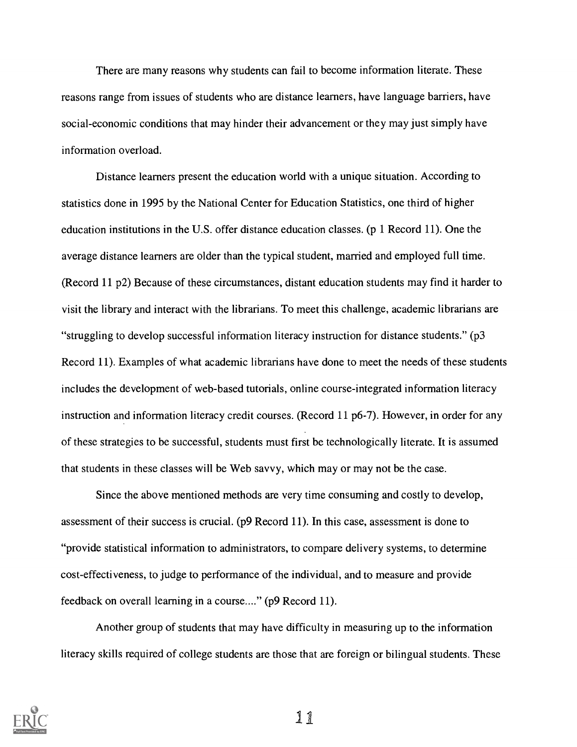There are many reasons why students can fail to become information literate. These reasons range from issues of students who are distance learners, have language barriers, have social-economic conditions that may hinder their advancement or they may just simply have information overload.

Distance learners present the education world with a unique situation. According to statistics done in 1995 by the National Center for Education Statistics, one third of higher education institutions in the U.S. offer distance education classes. (p 1 Record 11). One the average distance learners are older than the typical student, married and employed full time. (Record 11 p2) Because of these circumstances, distant education students may find it harder to visit the library and interact with the librarians. To meet this challenge, academic librarians are "struggling to develop successful information literacy instruction for distance students." (p3 Record 11). Examples of what academic librarians have done to meet the needs of these students includes the development of web-based tutorials, online course-integrated information literacy instruction and information literacy credit courses. (Record 11 p6-7). However, in order for any of these strategies to be successful, students must first be technologically literate. It is assumed that students in these classes will be Web savvy, which may or may not be the case.

Since the above mentioned methods are very time consuming and costly to develop, assessment of their success is crucial. (p9 Record 11). In this case, assessment is done to "provide statistical information to administrators, to compare delivery systems, to determine cost-effectiveness, to judge to performance of the individual, and to measure and provide feedback on overall learning in a course...." (p9 Record 11).

Another group of students that may have difficulty in measuring up to the information literacy skills required of college students are those that are foreign or bilingual students. These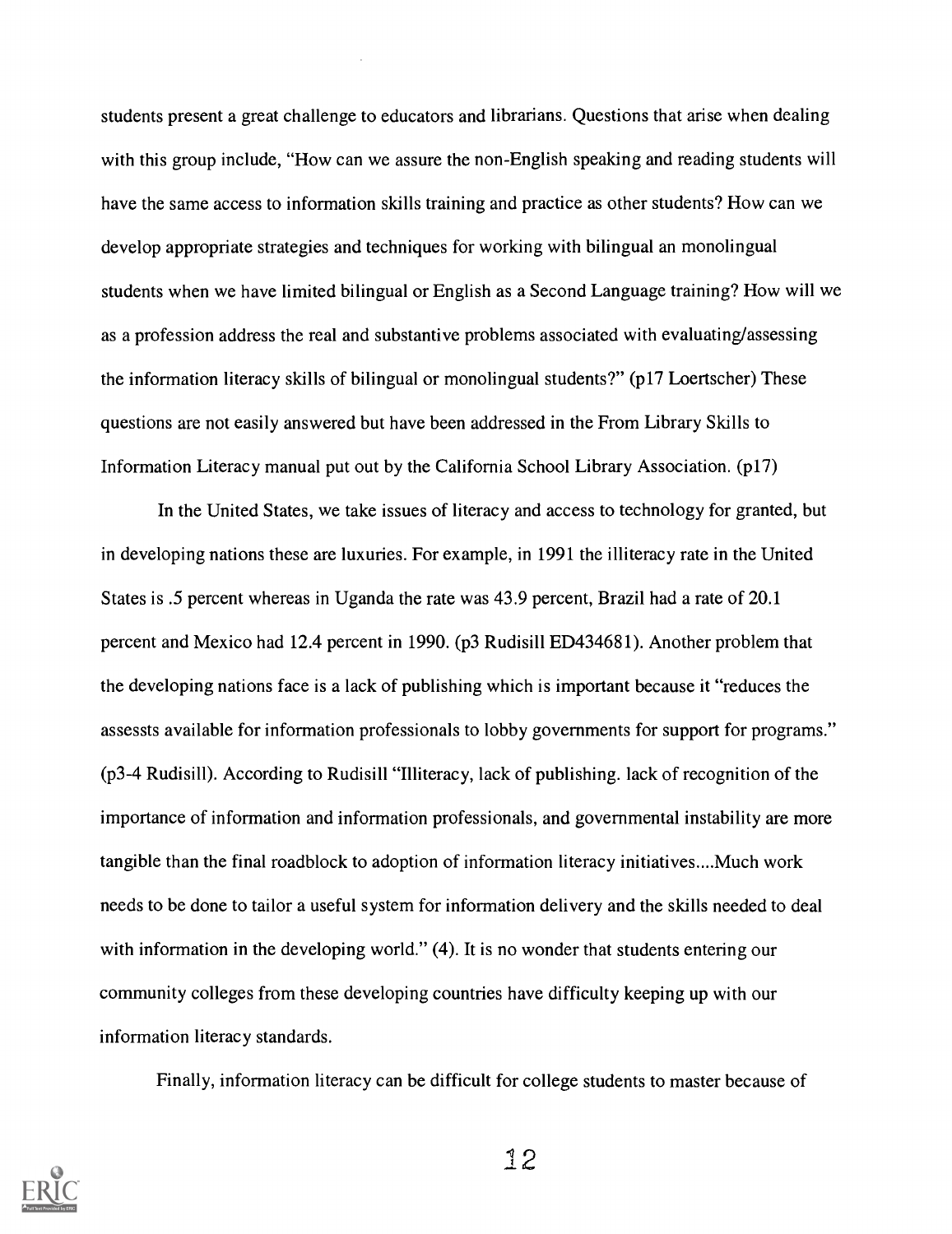students present a great challenge to educators and librarians. Questions that arise when dealing with this group include, "How can we assure the non-English speaking and reading students will have the same access to information skills training and practice as other students? How can we develop appropriate strategies and techniques for working with bilingual an monolingual students when we have limited bilingual or English as a Second Language training? How will we as a profession address the real and substantive problems associated with evaluating/assessing the information literacy skills of bilingual or monolingual students?" (p17 Loertscher) These questions are not easily answered but have been addressed in the From Library Skills to Information Literacy manual put out by the California School Library Association. (p17)

In the United States, we take issues of literacy and access to technology for granted, but in developing nations these are luxuries. For example, in 1991 the illiteracy rate in the United States is .5 percent whereas in Uganda the rate was 43.9 percent, Brazil had a rate of 20.1 percent and Mexico had 12.4 percent in 1990. (p3 Rudisill ED434681). Another problem that the developing nations face is a lack of publishing which is important because it "reduces the assessts available for information professionals to lobby governments for support for programs." (p3-4 Rudisill). According to Rudisill "Illiteracy, lack of publishing. lack of recognition of the importance of information and information professionals, and governmental instability are more tangible than the final roadblock to adoption of information literacy initiatives....Much work needs to be done to tailor a useful system for information delivery and the skills needed to deal with information in the developing world." (4). It is no wonder that students entering our community colleges from these developing countries have difficulty keeping up with our information literacy standards.

Finally, information literacy can be difficult for college students to master because of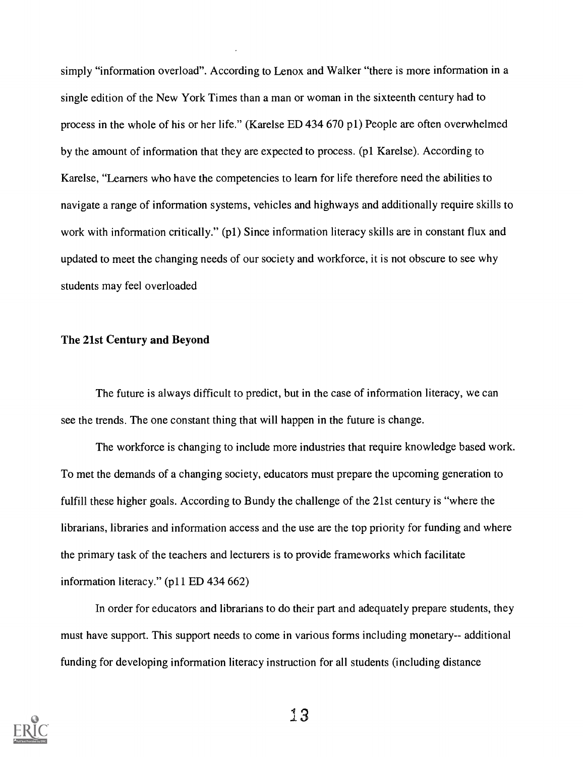simply "information overload". According to Lenox and Walker "there is more information in a single edition of the New York Times than a man or woman in the sixteenth century had to process in the whole of his or her life." (Karelse ED 434 670 p1) People are often overwhelmed by the amount of information that they are expected to process. (p1 Karelse). According to Karelse, "Learners who have the competencies to learn for life therefore need the abilities to navigate a range of information systems, vehicles and highways and additionally require skills to work with information critically." (p1) Since information literacy skills are in constant flux and updated to meet the changing needs of our society and workforce, it is not obscure to see why students may feel overloaded

## The 21st Century and Beyond

The future is always difficult to predict, but in the case of information literacy, we can see the trends. The one constant thing that will happen in the future is change.

The workforce is changing to include more industries that require knowledge based work. To met the demands of a changing society, educators must prepare the upcoming generation to fulfill these higher goals. According to Bundy the challenge of the 21st century is "where the librarians, libraries and information access and the use are the top priority for funding and where the primary task of the teachers and lecturers is to provide frameworks which facilitate information literacy." (p11 ED 434 662)

In order for educators and librarians to do their part and adequately prepare students, they must have support. This support needs to come in various forms including monetary-- additional funding for developing information literacy instruction for all students (including distance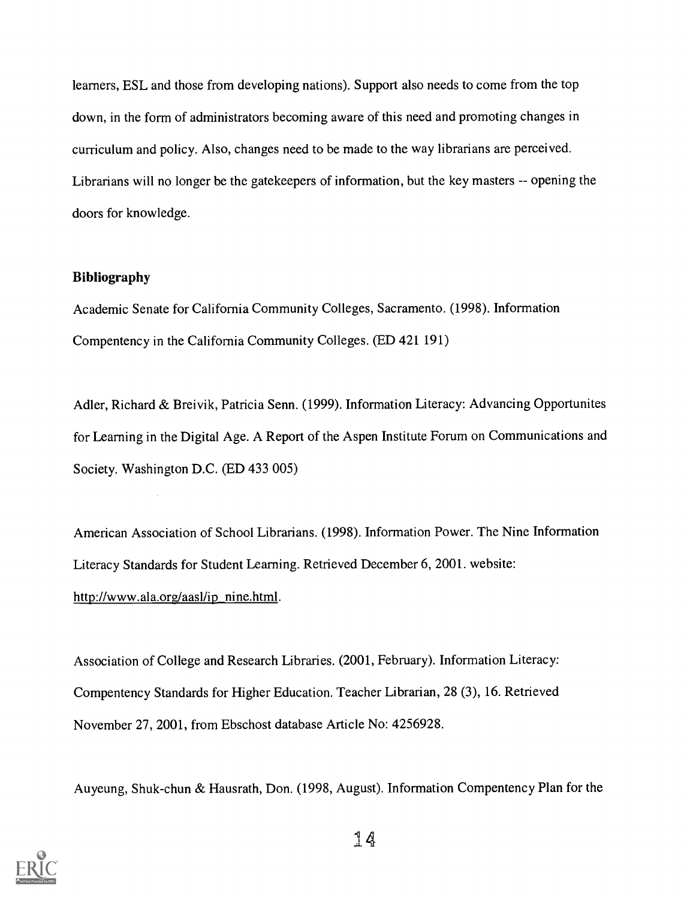learners, ESL and those from developing nations). Support also needs to come from the top down, in the form of administrators becoming aware of this need and promoting changes in curriculum and policy. Also, changes need to be made to the way librarians are perceived. Librarians will no longer be the gatekeepers of information, but the key masters -- opening the doors for knowledge.

### Bibliography

Academic Senate for California Community Colleges, Sacramento. (1998). Information Compentency in the California Community Colleges. (ED 421 191)

Adler, Richard & Breivik, Patricia Senn. (1999). Information Literacy: Advancing Opportunites for Learning in the Digital Age. A Report of the Aspen Institute Forum on Communications and Society. Washington D.C. (ED 433 005)

American Association of School Librarians. (1998). Information Power. The Nine Information Literacy Standards for Student Learning. Retrieved December 6, 2001. website: http://www.ala.org/aasl/ip_nine.html.

Association of College and Research Libraries. (2001, February). Information Literacy: Compentency Standards for Higher Education. Teacher Librarian, 28 (3), 16. Retrieved November 27, 2001, from Ebschost database Article No: 4256928.

Auyeung, Shuk-chun & Hausrath, Don. (1998, August). Information Compentency Plan for the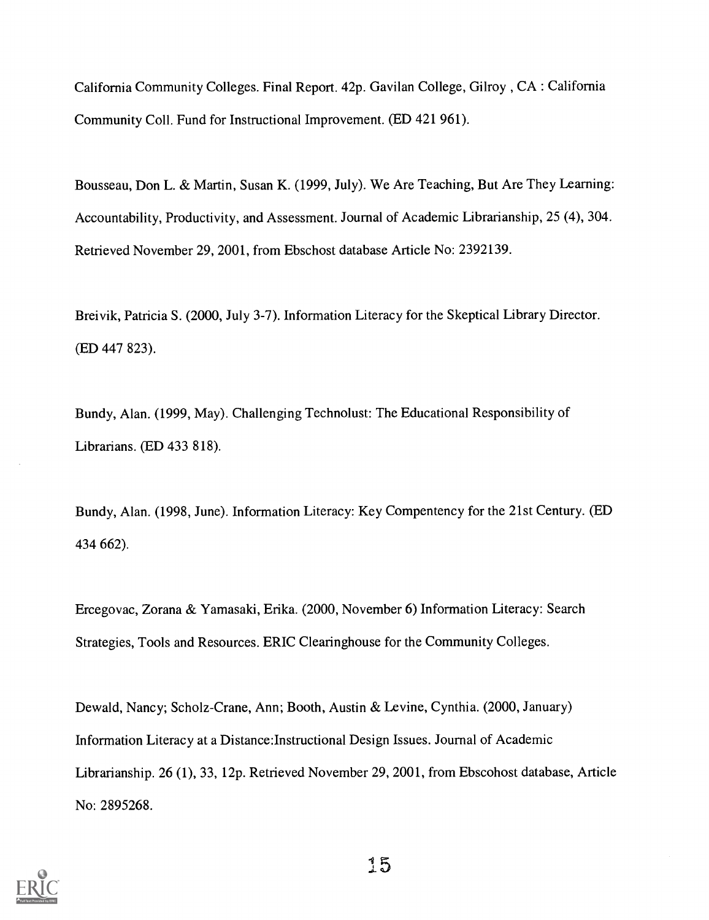California Community Colleges. Final Report. 42p. Gavilan College, Gilroy , CA : California Community Coll. Fund for Instructional Improvement. (ED 421 961).

Bousseau, Don L. & Martin, Susan K. (1999, July). We Are Teaching, But Are They Learning: Accountability, Productivity, and Assessment. Journal of Academic Librarianship, 25 (4), 304. Retrieved November 29, 2001, from Ebschost database Article No: 2392139.

Breivik, Patricia S. (2000, July 3-7). Information Literacy for the Skeptical Library Director. (ED 447 823).

Bundy, Alan. (1999, May). Challenging Technolust: The Educational Responsibility of Librarians. (ED 433 818).

Bundy, Alan. (1998, June). Information Literacy: Key Compentency for the 21st Century. (ED 434 662).

Ercegovac, Zorana & Yamasaki, Erika. (2000, November 6) Information Literacy: Search Strategies, Tools and Resources. ERIC Clearinghouse for the Community Colleges.

Dewald, Nancy; Scholz-Crane, Ann; Booth, Austin & Levine, Cynthia. (2000, January) Information Literacy at a Distance:Instructional Design Issues. Journal of Academic Librarianship. 26 (1), 33, 12p. Retrieved November 29, 2001, from Ebscohost database, Article No: 2895268.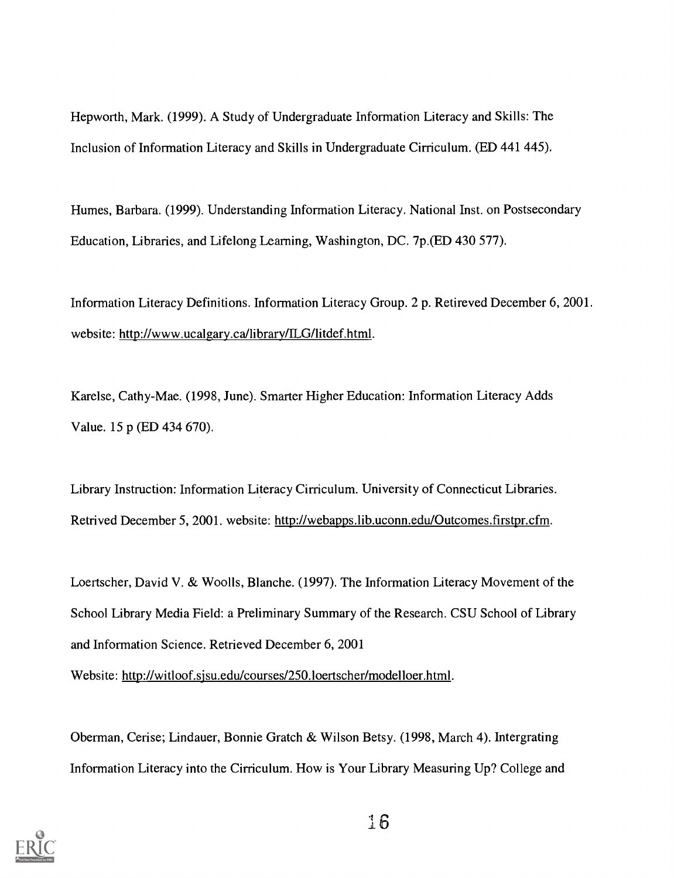Hepworth, Mark. (1999). A Study of Undergraduate Information Literacy and Skills: The Inclusion of Information Literacy and Skills in Undergraduate Cirriculum. (ED 441 445).

Humes, Barbara. (1999). Understanding Information Literacy. National Inst. on Postsecondary Education, Libraries, and Lifelong Learning, Washington, DC. 7p.(ED 430 577).

Information Literacy Definitions. Information Literacy Group. 2 p. Retireved December 6, 2001. website: http://www.ucalgary.ca/library/ILG/litdef.html.

Karelse, Cathy-Mae. (1998, June). Smarter Higher Education: Information Literacy Adds Value. 15 p (ED 434 670).

Library Instruction: Information Literacy Cirriculum. University of Connecticut Libraries. Retrived December 5, 2001. website: http://webapps.lib.uconn.edu/Outcomes.firstpr.cfm.

Loertscher, David V. & Woolls, Blanche. (1997). The Information Literacy Movement of the School Library Media Field: a Preliminary Summary of the Research. CSU School of Library and Information Science. Retrieved December 6, 2001 Website: http://witloof.sjsu.edu/courses/250.loertscher/modelloer.html.

Oberman, Cerise; Lindauer, Bonnie Gratch & Wilson Betsy. (1998, March 4). Intergrating Information Literacy into the Cirriculum. How is Your Library Measuring Up? College and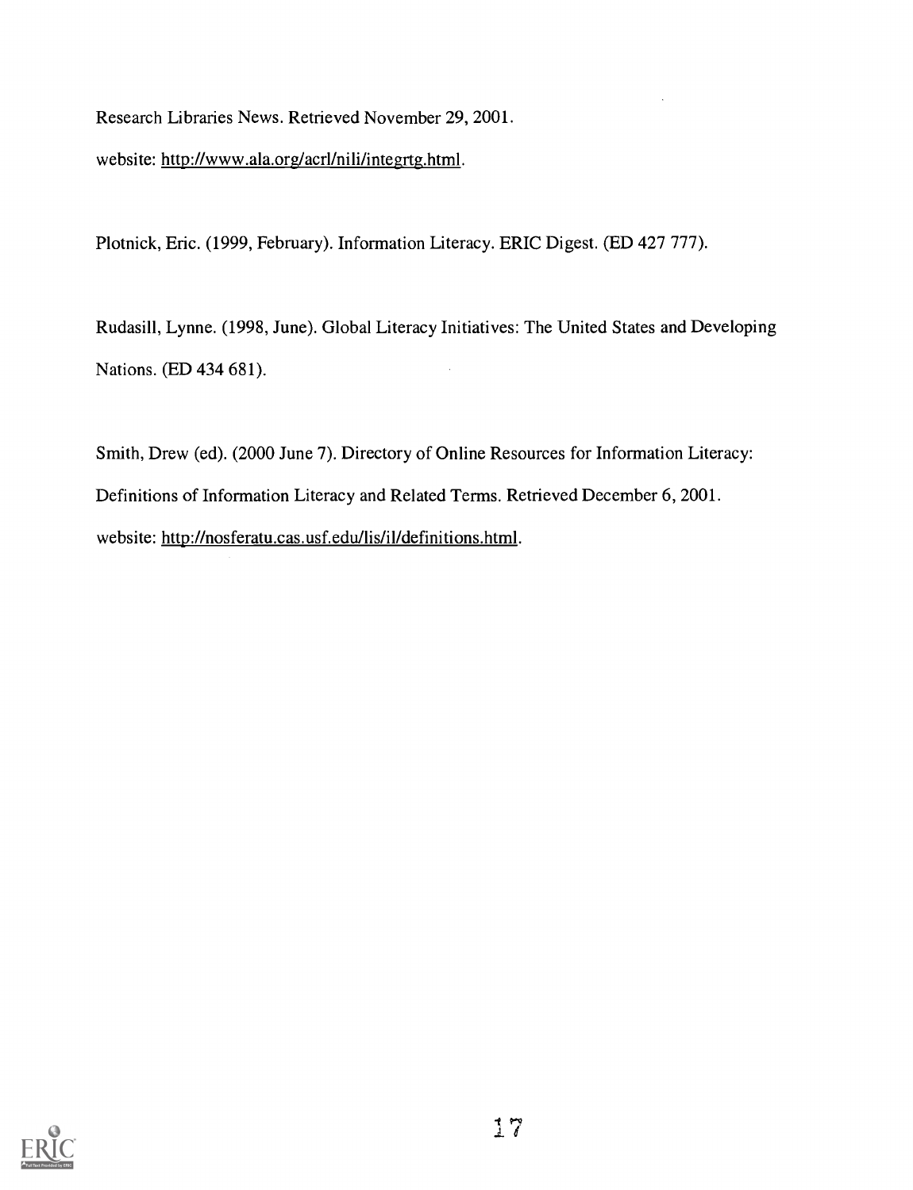Research Libraries News. Retrieved November 29, 2001.

website: http://www.ala.org/acrl/nili/integrtg.html.

Plotnick, Eric. (1999, February). Information Literacy. ERIC Digest. (ED 427 777).

Rudasill, Lynne. (1998, June). Global Literacy Initiatives: The United States and Developing Nations. (ED 434 681).

Smith, Drew (ed). (2000 June 7). Directory of Online Resources for Information Literacy: Definitions of Information Literacy and Related Terms. Retrieved December 6, 2001.

website: http://nosferatu.cas.usf.edu/lis/il/definitions.html.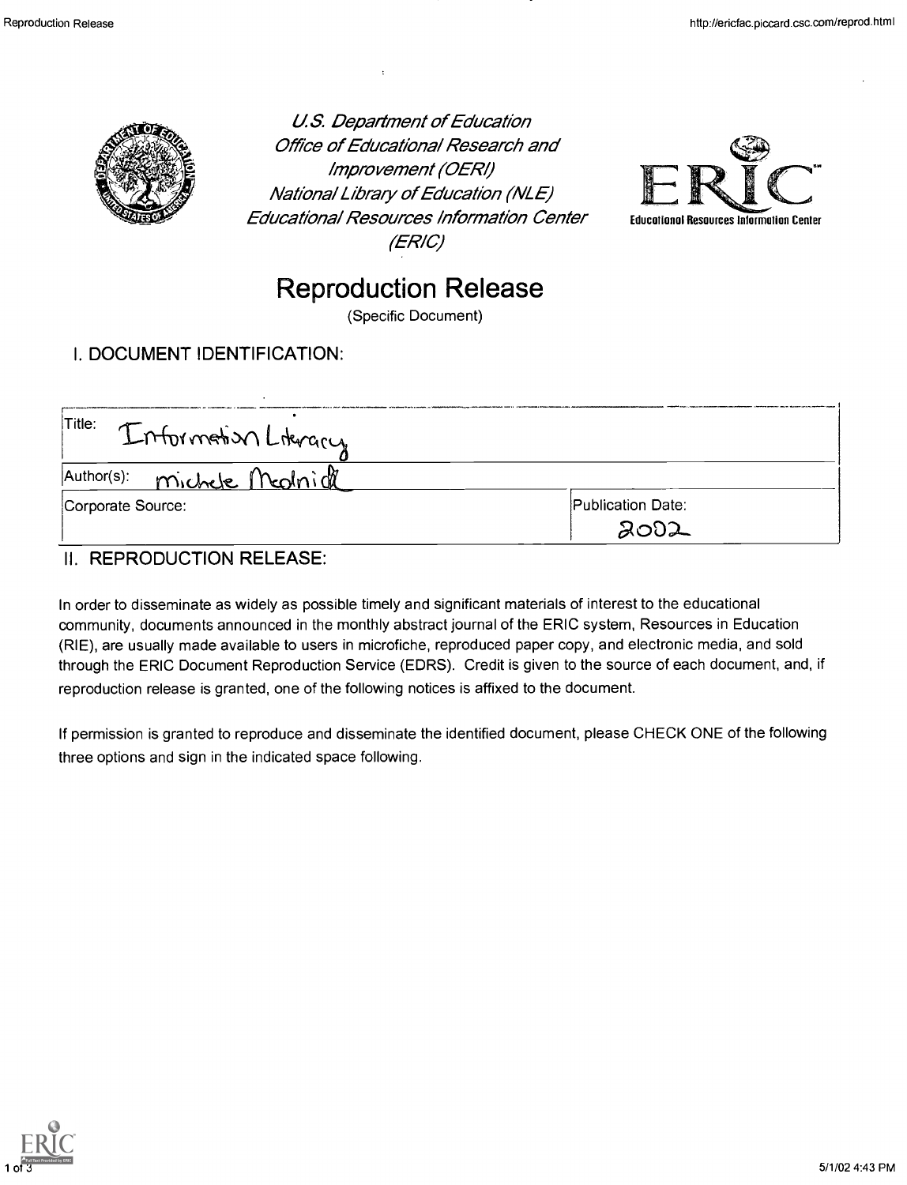U.S. Department of Education
Office of Educational Research and Improvement (OERI)
National Library of Education (NLE)
Educational Resources Information Center (ERIC)

ERIC
Educational Resources Information Center

# Reproduction Release

(Specific Document)

## I. DOCUMENT IDENTIFICATION:

| Title: Information Literacy | |
|---|---|
| Author(s): Michele Medrick | |
| Corporate Source: | Publication Date: 2002 |

## II. REPRODUCTION RELEASE:

In order to disseminate as widely as possible timely and significant materials of interest to the educational community, documents announced in the monthly abstract journal of the ERIC system, Resources in Education (RIE), are usually made available to users in microfiche, reproduced paper copy, and electronic media, and sold through the ERIC Document Reproduction Service (EDRS). Credit is given to the source of each document, and, if reproduction release is granted, one of the following notices is affixed to the document.

If permission is granted to reproduce and disseminate the identified document, please CHECK ONE of the following three options and sign in the indicated space following.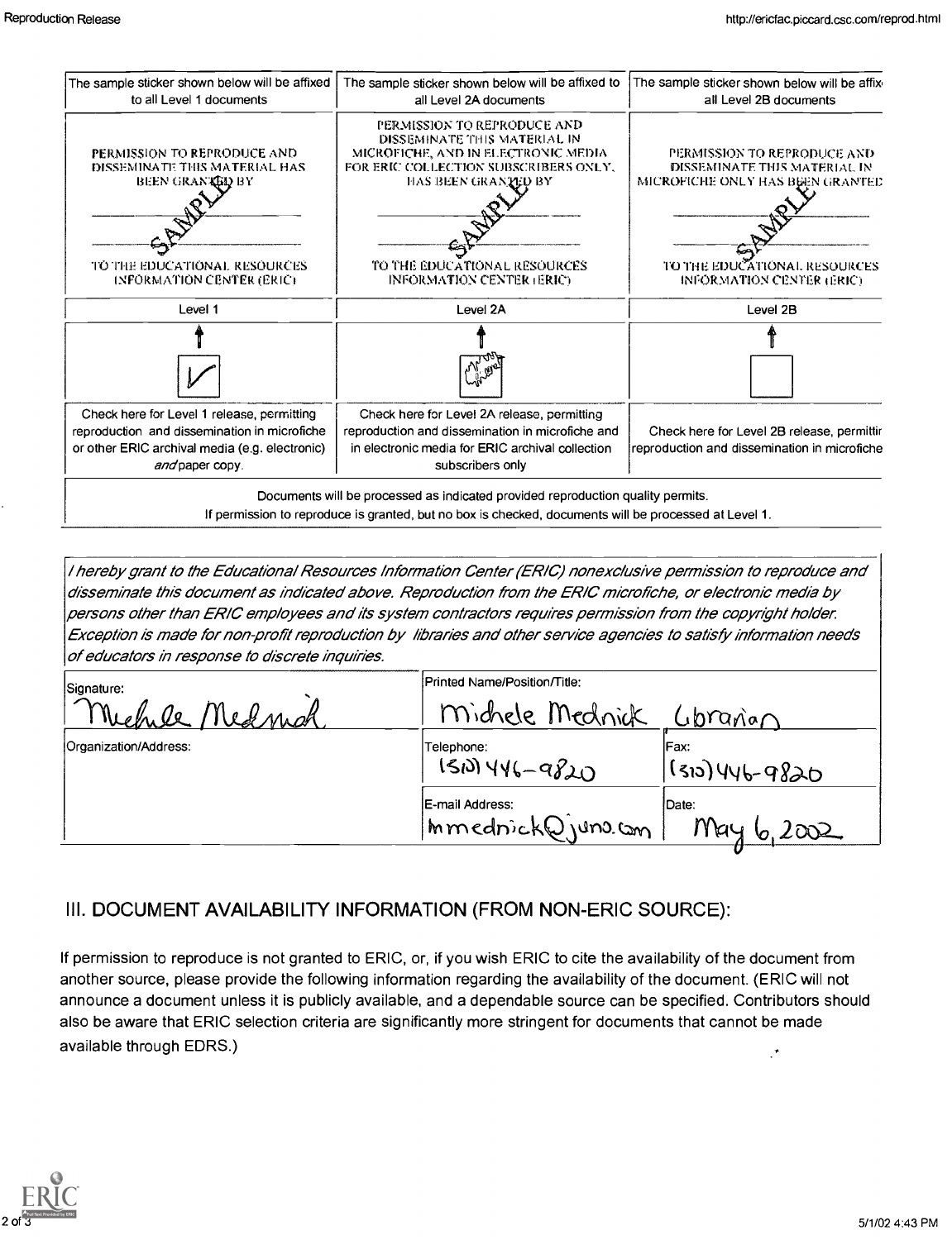| The sample sticker shown below will be affixed to all Level 1 documents | The sample sticker shown below will be affixed to all Level 2A documents | The sample sticker shown below will be affixed to all Level 2B documents |
|---|---|---|
| PERMISSION TO REPRODUCE AND DISSEMINATE THIS MATERIAL HAS BEEN GRANTED BY SAMPLE TO THE EDUCATIONAL RESOURCES INFORMATION CENTER (ERIC) | PERMISSION TO REPRODUCE AND DISSEMINATE THIS MATERIAL IN MICROFICHE, AND IN ELECTRONIC MEDIA FOR ERIC COLLECTION SUBSCRIBERS ONLY, HAS BEEN GRANTED BY SAMPLE TO THE EDUCATIONAL RESOURCES INFORMATION CENTER (ERIC) | PERMISSION TO REPRODUCE AND DISSEMINATE THIS MATERIAL IN MICROFICHE ONLY HAS BEEN GRANTED SAMPLE TO THE EDUCATIONAL RESOURCES INFORMATION CENTER (ERIC) |
| Level 1 | Level 2A | Level 2B |
| ✓ | | |
| Check here for Level 1 release, permitting reproduction and dissemination in microfiche or other ERIC archival media (e.g. electronic) *and* paper copy. | Check here for Level 2A release, permitting reproduction and dissemination in microfiche and in electronic media for ERIC archival collection subscribers only | Check here for Level 2B release, permitting reproduction and dissemination in microfiche |

Documents will be processed as indicated provided reproduction quality permits.
If permission to reproduce is granted, but no box is checked, documents will be processed at Level 1.

*I hereby grant to the Educational Resources Information Center (ERIC) nonexclusive permission to reproduce and disseminate this document as indicated above. Reproduction from the ERIC microfiche, or electronic media by persons other than ERIC employees and its system contractors requires permission from the copyright holder. Exception is made for non-profit reproduction by libraries and other service agencies to satisfy information needs of educators in response to discrete inquiries.*

| Signature: Michele Mednick | Printed Name/Position/Title: Michele Mednick Librarian | |
|---|---|---|
| Organization/Address: | Telephone: (310) 446-9820 | Fax: (310) 446-9820 |
| | E-mail Address: mmednick@juno.com | Date: May 6, 2002 |

## III. DOCUMENT AVAILABILITY INFORMATION (FROM NON-ERIC SOURCE):

If permission to reproduce is not granted to ERIC, or, if you wish ERIC to cite the availability of the document from another source, please provide the following information regarding the availability of the document. (ERIC will not announce a document unless it is publicly available, and a dependable source can be specified. Contributors should also be aware that ERIC selection criteria are significantly more stringent for documents that cannot be made available through EDRS.)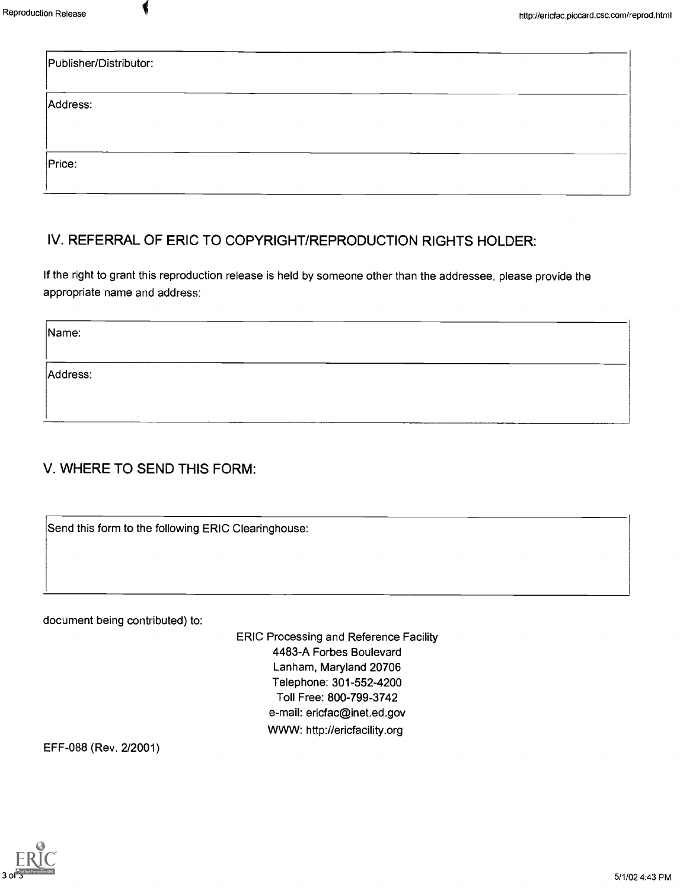| |
|---|
| Publisher/Distributor: |
| Address: |
| Price: |

## IV. REFERRAL OF ERIC TO COPYRIGHT/REPRODUCTION RIGHTS HOLDER:

If the right to grant this reproduction release is held by someone other than the addressee, please provide the appropriate name and address:

| |
|---|
| Name: |
| Address: |

## V. WHERE TO SEND THIS FORM:

| |
|---|
| Send this form to the following ERIC Clearinghouse: |

document being contributed) to:

ERIC Processing and Reference Facility
4483-A Forbes Boulevard
Lanham, Maryland 20706
Telephone: 301-552-4200
Toll Free: 800-799-3742
e-mail: ericfac@inet.ed.gov
WWW: http://ericfacility.org

EFF-088 (Rev. 2/2001)